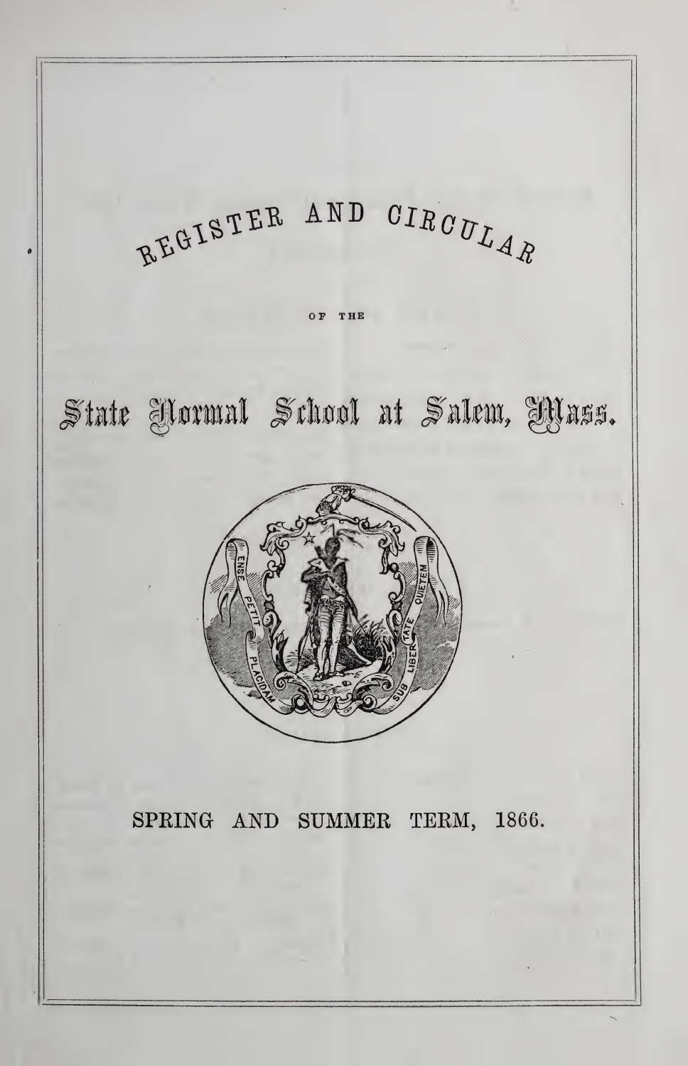# REGISTER AND CIRCULAR

OF THE

# State Normal School at Salem, Mass.

ENSE PETIT PLACIDAM SUB LIBERTATE QUIETEM

SPRING AND SUMMER TERM, 1866.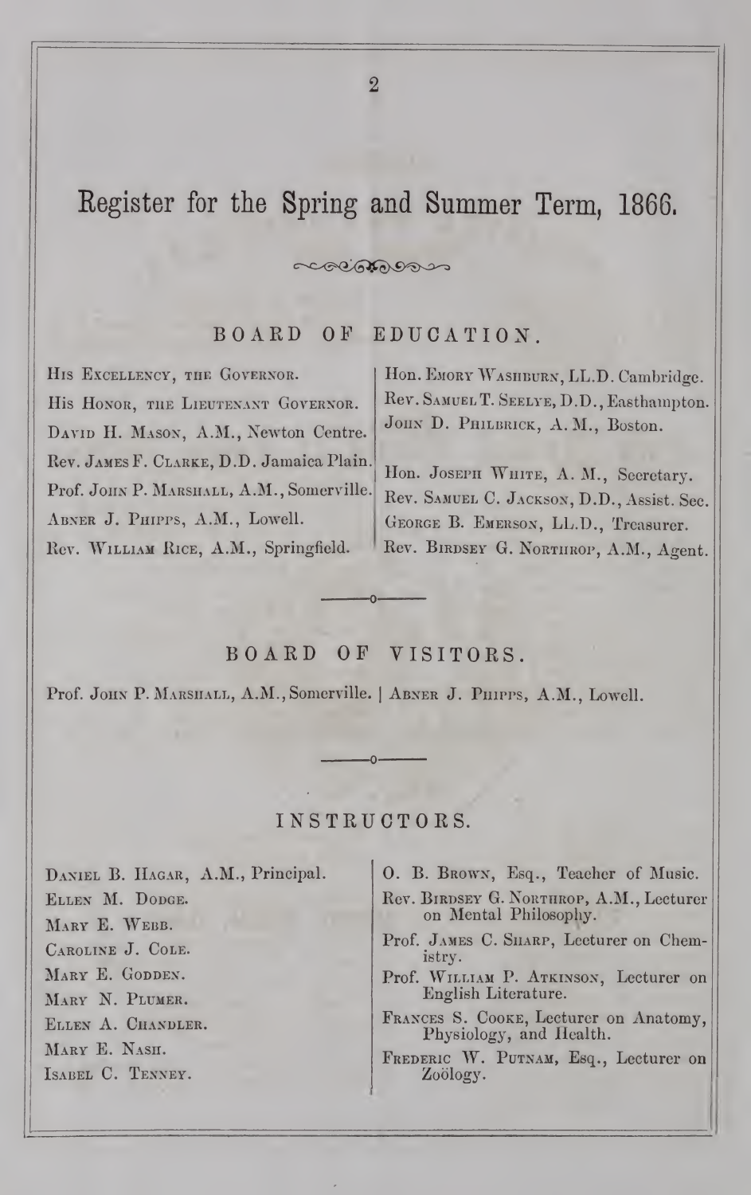# Register for the Spring and Summer Term, 1866.

## BOARD OF EDUCATION.

His Excellency, the Governor.

His Honor, the Lieutenant Governor.

David H. Mason, A.M., Newton Centre.

Rev. James F. Clarke, D.D. Jamaica Plain.

Prof. John P. Marshall, A.M., Somerville.

Abner J. Phipps, A.M., Lowell.

Rev. William Rice, A.M., Springfield.

Hon. Emory Washburn, LL.D. Cambridge.

Rev. Samuel T. Seelye, D.D., Easthampton.

John D. Philbrick, A. M., Boston.

Hon. Joseph White, A. M., Secretary.

Rev. Samuel C. Jackson, D.D., Assist. Sec.

George B. Emerson, LL.D., Treasurer.

Rev. Birdsey G. Northrop, A.M., Agent.

## BOARD OF VISITORS.

Prof. John P. Marshall, A.M., Somerville. | Abner J. Phipps, A.M., Lowell.

## INSTRUCTORS.

Daniel B. Hagar, A.M., Principal.

Ellen M. Dodge.

Mary E. Webb.

Caroline J. Cole.

Mary E. Godden.

Mary N. Plumer.

Ellen A. Chandler.

Mary E. Nash.

Isabel C. Tenney.

O. B. Brown, Esq., Teacher of Music.

Rev. Birdsey G. Northrop, A.M., Lecturer on Mental Philosophy.

Prof. James C. Sharp, Lecturer on Chemistry.

Prof. William P. Atkinson, Lecturer on English Literature.

Frances S. Cooke, Lecturer on Anatomy, Physiology, and Health.

Frederic W. Putnam, Esq., Lecturer on Zoölogy.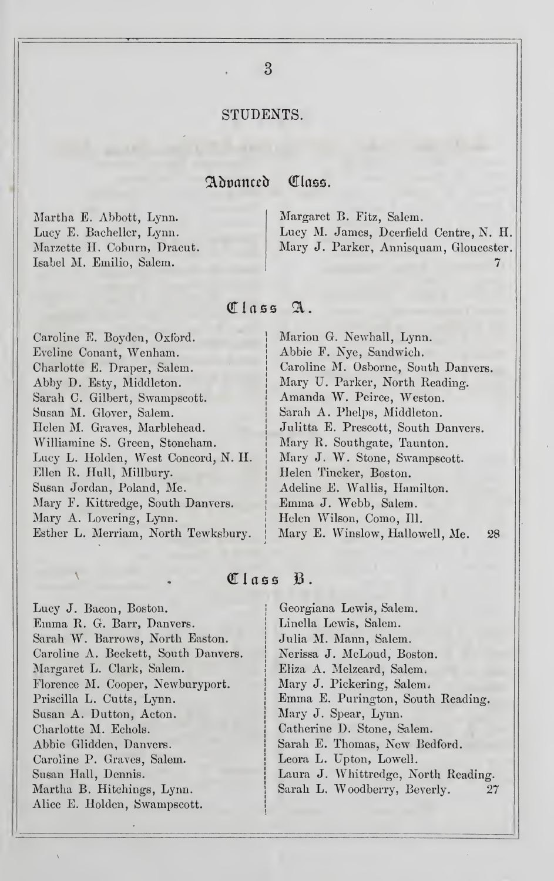## STUDENTS.

### Advanced Class.

Martha E. Abbott, Lynn.
Lucy E. Bacheller, Lynn.
Marzette H. Coburn, Dracut.
Isabel M. Emilio, Salem.
Margaret B. Fitz, Salem.
Lucy M. James, Deerfield Centre, N. H.
Mary J. Parker, Annisquam, Gloucester.
7

### Class A.

Caroline E. Boyden, Oxford.
Eveline Conant, Wenham.
Charlotte E. Draper, Salem.
Abby D. Esty, Middleton.
Sarah C. Gilbert, Swampscott.
Susan M. Glover, Salem.
Helen M. Graves, Marblehead.
Williamine S. Green, Stoneham.
Lucy L. Holden, West Concord, N. H.
Ellen R. Hull, Millbury.
Susan Jordan, Poland, Me.
Mary F. Kittredge, South Danvers.
Mary A. Lovering, Lynn.
Esther L. Merriam, North Tewksbury.
Marion G. Newhall, Lynn.
Abbie F. Nye, Sandwich.
Caroline M. Osborne, South Danvers.
Mary U. Parker, North Reading.
Amanda W. Peirce, Weston.
Sarah A. Phelps, Middleton.
Julitta E. Prescott, South Danvers.
Mary R. Southgate, Taunton.
Mary J. W. Stone, Swampscott.
Helen Tincker, Boston.
Adeline E. Wallis, Hamilton.
Emma J. Webb, Salem.
Helen Wilson, Como, Ill.
Mary E. Winslow, Hallowell, Me.
28

### Class B.

Lucy J. Bacon, Boston.
Emma R. G. Barr, Danvers.
Sarah W. Barrows, North Easton.
Caroline A. Beckett, South Danvers.
Margaret L. Clark, Salem.
Florence M. Cooper, Newburyport.
Priscilla L. Cutts, Lynn.
Susan A. Dutton, Acton.
Charlotte M. Echols.
Abbie Glidden, Danvers.
Caroline P. Graves, Salem.
Susan Hall, Dennis.
Martha B. Hitchings, Lynn.
Alice E. Holden, Swampscott.
Georgiana Lewis, Salem.
Linella Lewis, Salem.
Julia M. Mann, Salem.
Nerissa J. McLoud, Boston.
Eliza A. Melzeard, Salem.
Mary J. Pickering, Salem.
Emma E. Purington, South Reading.
Mary J. Spear, Lynn.
Catherine D. Stone, Salem.
Sarah E. Thomas, New Bedford.
Leora L. Upton, Lowell.
Laura J. Whittredge, North Reading.
Sarah L. Woodberry, Beverly.
27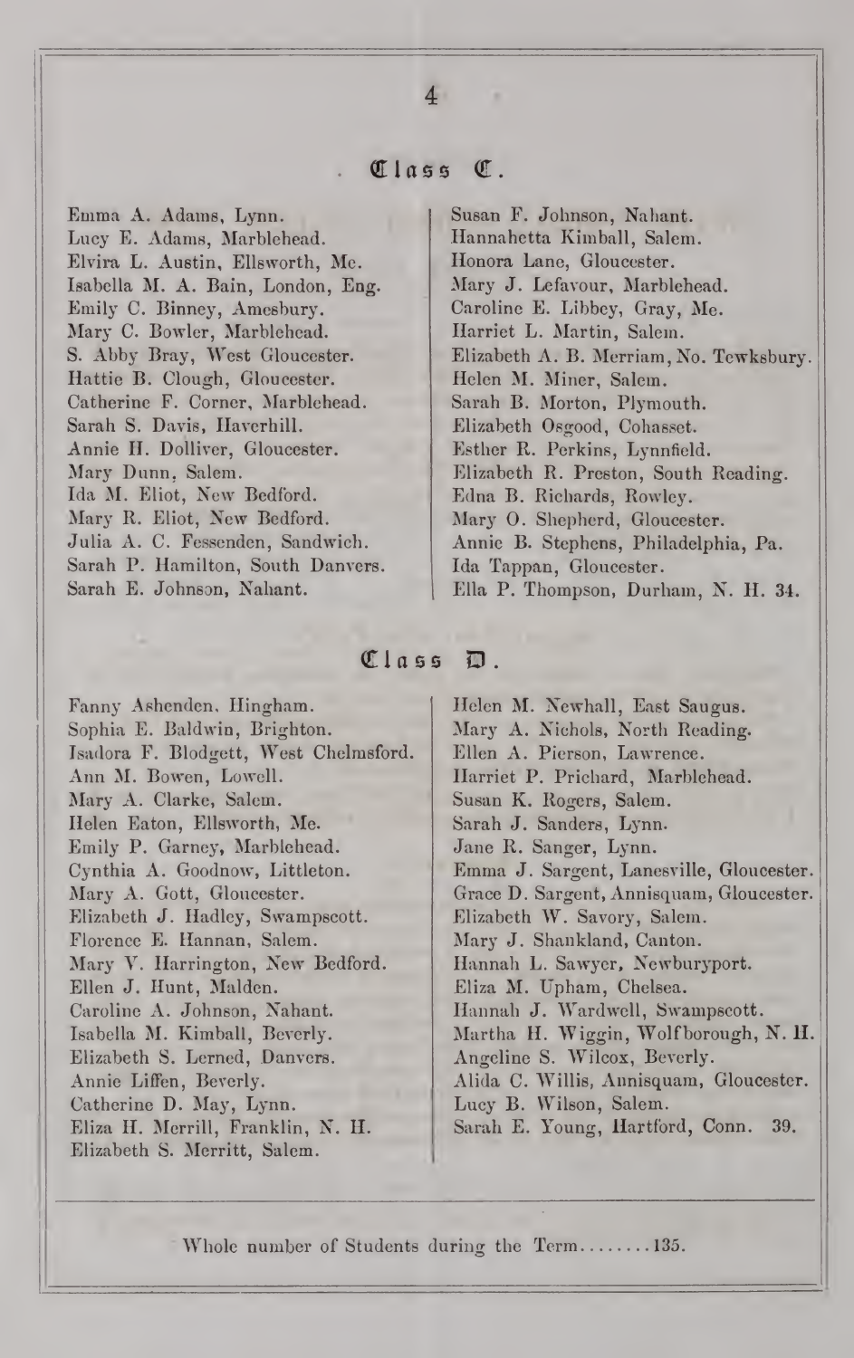## Class C.

Emma A. Adams, Lynn.
Lucy E. Adams, Marblehead.
Elvira L. Austin, Ellsworth, Me.
Isabella M. A. Bain, London, Eng.
Emily C. Binney, Amesbury.
Mary C. Bowler, Marblehead.
S. Abby Bray, West Gloucester.
Hattie B. Clough, Gloucester.
Catherine F. Corner, Marblehead.
Sarah S. Davis, Haverhill.
Annie H. Dolliver, Gloucester.
Mary Dunn, Salem.
Ida M. Eliot, New Bedford.
Mary R. Eliot, New Bedford.
Julia A. C. Fessenden, Sandwich.
Sarah P. Hamilton, South Danvers.
Sarah E. Johnson, Nahant.
Susan F. Johnson, Nahant.
Hannahetta Kimball, Salem.
Honora Lane, Gloucester.
Mary J. Lefavour, Marblehead.
Caroline E. Libbey, Gray, Me.
Harriet L. Martin, Salem.
Elizabeth A. B. Merriam, No. Tewksbury.
Helen M. Miner, Salem.
Sarah B. Morton, Plymouth.
Elizabeth Osgood, Cohasset.
Esther R. Perkins, Lynnfield.
Elizabeth R. Preston, South Reading.
Edna B. Richards, Rowley.
Mary O. Shepherd, Gloucester.
Annie B. Stephens, Philadelphia, Pa.
Ida Tappan, Gloucester.
Ella P. Thompson, Durham, N. H. 34.

## Class D.

Fanny Ashenden, Hingham.
Sophia E. Baldwin, Brighton.
Isadora F. Blodgett, West Chelmsford.
Ann M. Bowen, Lowell.
Mary A. Clarke, Salem.
Helen Eaton, Ellsworth, Me.
Emily P. Garney, Marblehead.
Cynthia A. Goodnow, Littleton.
Mary A. Gott, Gloucester.
Elizabeth J. Hadley, Swampscott.
Florence E. Hannan, Salem.
Mary V. Harrington, New Bedford.
Ellen J. Hunt, Malden.
Caroline A. Johnson, Nahant.
Isabella M. Kimball, Beverly.
Elizabeth S. Lerned, Danvers.
Annie Liffen, Beverly.
Catherine D. May, Lynn.
Eliza H. Merrill, Franklin, N. H.
Elizabeth S. Merritt, Salem.
Helen M. Newhall, East Saugus.
Mary A. Nichols, North Reading.
Ellen A. Pierson, Lawrence.
Harriet P. Prichard, Marblehead.
Susan K. Rogers, Salem.
Sarah J. Sanders, Lynn.
Jane R. Sanger, Lynn.
Emma J. Sargent, Lanesville, Gloucester.
Grace D. Sargent, Annisquam, Gloucester.
Elizabeth W. Savory, Salem.
Mary J. Shankland, Canton.
Hannah L. Sawyer, Newburyport.
Eliza M. Upham, Chelsea.
Hannah J. Wardwell, Swampscott.
Martha H. Wiggin, Wolfborough, N. H.
Angeline S. Wilcox, Beverly.
Alida C. Willis, Annisquam, Gloucester.
Lucy B. Wilson, Salem.
Sarah E. Young, Hartford, Conn. 39.

---

Whole number of Students during the Term........135.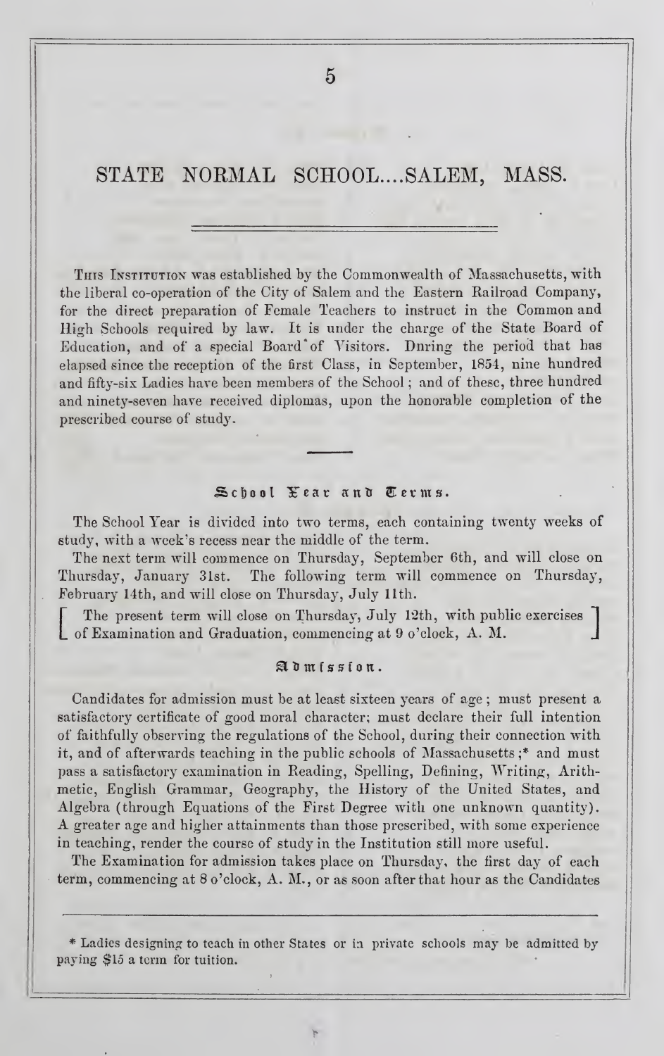# STATE NORMAL SCHOOL....SALEM, MASS.

This Institution was established by the Commonwealth of Massachusetts, with the liberal co-operation of the City of Salem and the Eastern Railroad Company, for the direct preparation of Female Teachers to instruct in the Common and High Schools required by law. It is under the charge of the State Board of Education, and of a special Board of Visitors. During the period that has elapsed since the reception of the first Class, in September, 1854, nine hundred and fifty-six Ladies have been members of the School; and of these, three hundred and ninety-seven have received diplomas, upon the honorable completion of the prescribed course of study.

## School Year and Terms.

The School Year is divided into two terms, each containing twenty weeks of study, with a week's recess near the middle of the term.

The next term will commence on Thursday, September 6th, and will close on Thursday, January 31st. The following term will commence on Thursday, February 14th, and will close on Thursday, July 11th.

[ The present term will close on Thursday, July 12th, with public exercises of Examination and Graduation, commencing at 9 o'clock, A. M. ]

## Admission.

Candidates for admission must be at least sixteen years of age; must present a satisfactory certificate of good moral character; must declare their full intention of faithfully observing the regulations of the School, during their connection with it, and of afterwards teaching in the public schools of Massachusetts;* and must pass a satisfactory examination in Reading, Spelling, Defining, Writing, Arithmetic, English Grammar, Geography, the History of the United States, and Algebra (through Equations of the First Degree with one unknown quantity). A greater age and higher attainments than those prescribed, with some experience in teaching, render the course of study in the Institution still more useful.

The Examination for admission takes place on Thursday, the first day of each term, commencing at 8 o'clock, A. M., or as soon after that hour as the Candidates

---

* Ladies designing to teach in other States or in private schools may be admitted by paying $15 a term for tuition.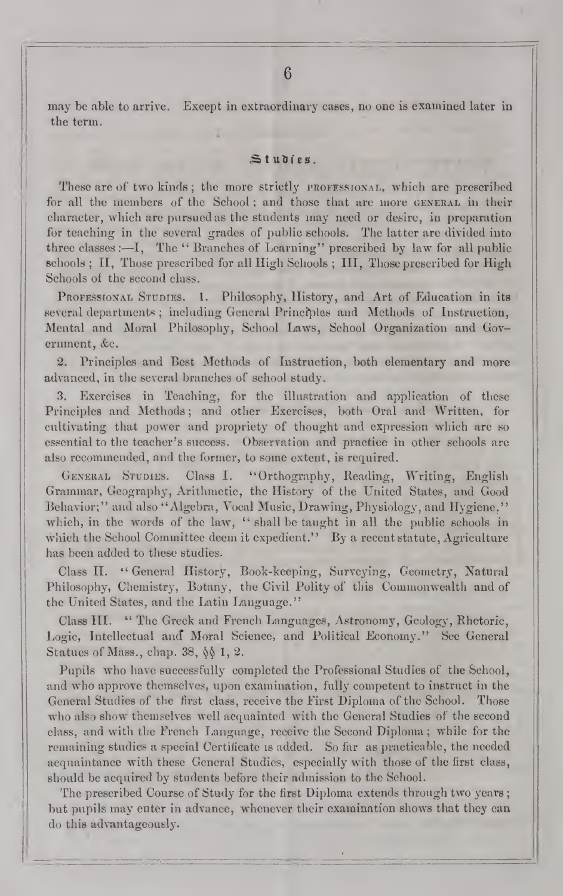may be able to arrive. Except in extraordinary cases, no one is examined later in the term.

## Studies.

These are of two kinds; the more strictly PROFESSIONAL, which are prescribed for all the members of the School; and those that are more GENERAL in their character, which are pursued as the students may need or desire, in preparation for teaching in the several grades of public schools. The latter are divided into three classes:—I, The "Branches of Learning" prescribed by law for all public schools; II, Those prescribed for all High Schools; III, Those prescribed for High Schools of the second class.

PROFESSIONAL STUDIES. 1. Philosophy, History, and Art of Education in its several departments; including General Principles and Methods of Instruction, Mental and Moral Philosophy, School Laws, School Organization and Government, &c.

2. Principles and Best Methods of Instruction, both elementary and more advanced, in the several branches of school study.

3. Exercises in Teaching, for the illustration and application of these Principles and Methods; and other Exercises, both Oral and Written, for cultivating that power and propriety of thought and expression which are so essential to the teacher's success. Observation and practice in other schools are also recommended, and the former, to some extent, is required.

GENERAL STUDIES. Class I. "Orthography, Reading, Writing, English Grammar, Geography, Arithmetic, the History of the United States, and Good Behavior;" and also "Algebra, Vocal Music, Drawing, Physiology, and Hygiene," which, in the words of the law, "shall be taught in all the public schools in which the School Committee deem it expedient." By a recent statute, Agriculture has been added to these studies.

Class II. "General History, Book-keeping, Surveying, Geometry, Natural Philosophy, Chemistry, Botany, the Civil Polity of this Commonwealth and of the United States, and the Latin Language."

Class III. "The Greek and French Languages, Astronomy, Geology, Rhetoric, Logic, Intellectual and Moral Science, and Political Economy." See General Statues of Mass., chap. 38, §§ 1, 2.

Pupils who have successfully completed the Professional Studies of the School, and who approve themselves, upon examination, fully competent to instruct in the General Studies of the first class, receive the First Diploma of the School. Those who also show themselves well acquainted with the General Studies of the second class, and with the French Language, receive the Second Diploma; while for the remaining studies a special Certificate is added. So far as practicable, the needed acquaintance with these General Studies, especially with those of the first class, should be acquired by students before their admission to the School.

The prescribed Course of Study for the first Diploma extends through two years; but pupils may enter in advance, whenever their examination shows that they can do this advantageously.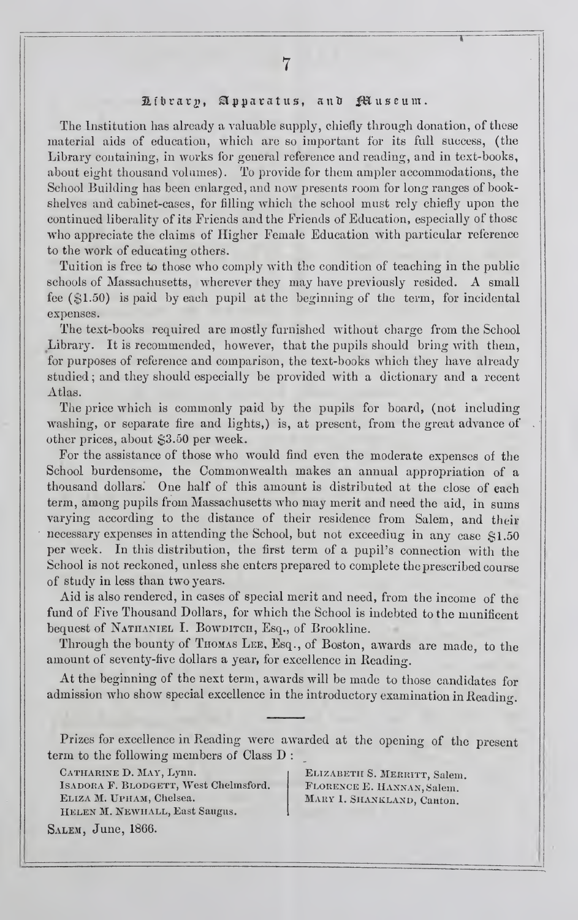## Library, Apparatus, and Museum.

The Institution has already a valuable supply, chiefly through donation, of these material aids of education, which are so important for its full success, (the Library containing, in works for general reference and reading, and in text-books, about eight thousand volumes). To provide for them ampler accommodations, the School Building has been enlarged, and now presents room for long ranges of book-shelves and cabinet-cases, for filling which the school must rely chiefly upon the continued liberality of its Friends and the Friends of Education, especially of those who appreciate the claims of Higher Female Education with particular reference to the work of educating others.

Tuition is free to those who comply with the condition of teaching in the public schools of Massachusetts, wherever they may have previously resided. A small fee ($1.50) is paid by each pupil at the beginning of the term, for incidental expenses.

The text-books required are mostly furnished without charge from the School Library. It is recommended, however, that the pupils should bring with them, for purposes of reference and comparison, the text-books which they have already studied; and they should especially be provided with a dictionary and a recent Atlas.

The price which is commonly paid by the pupils for board, (not including washing, or separate fire and lights,) is, at present, from the great advance of other prices, about $3.50 per week.

For the assistance of those who would find even the moderate expenses of the School burdensome, the Commonwealth makes an annual appropriation of a thousand dollars. One half of this amount is distributed at the close of each term, among pupils from Massachusetts who may merit and need the aid, in sums varying according to the distance of their residence from Salem, and their necessary expenses in attending the School, but not exceeding in any case $1.50 per week. In this distribution, the first term of a pupil's connection with the School is not reckoned, unless she enters prepared to complete the prescribed course of study in less than two years.

Aid is also rendered, in cases of special merit and need, from the income of the fund of Five Thousand Dollars, for which the School is indebted to the munificent bequest of Nathaniel I. Bowditch, Esq., of Brookline.

Through the bounty of Thomas Lee, Esq., of Boston, awards are made, to the amount of seventy-five dollars a year, for excellence in Reading.

At the beginning of the next term, awards will be made to those candidates for admission who show special excellence in the introductory examination in Reading.

---

Prizes for excellence in Reading were awarded at the opening of the present term to the following members of Class D :

Catharine D. May, Lynn.
Isadora F. Blodgett, West Chelmsford.
Eliza M. Upham, Chelsea.
Helen M. Newhall, East Saugus.
Elizabeth S. Merritt, Salem.
Florence E. Hannan, Salem.
Mary I. Shankland, Canton.

Salem, June, 1866.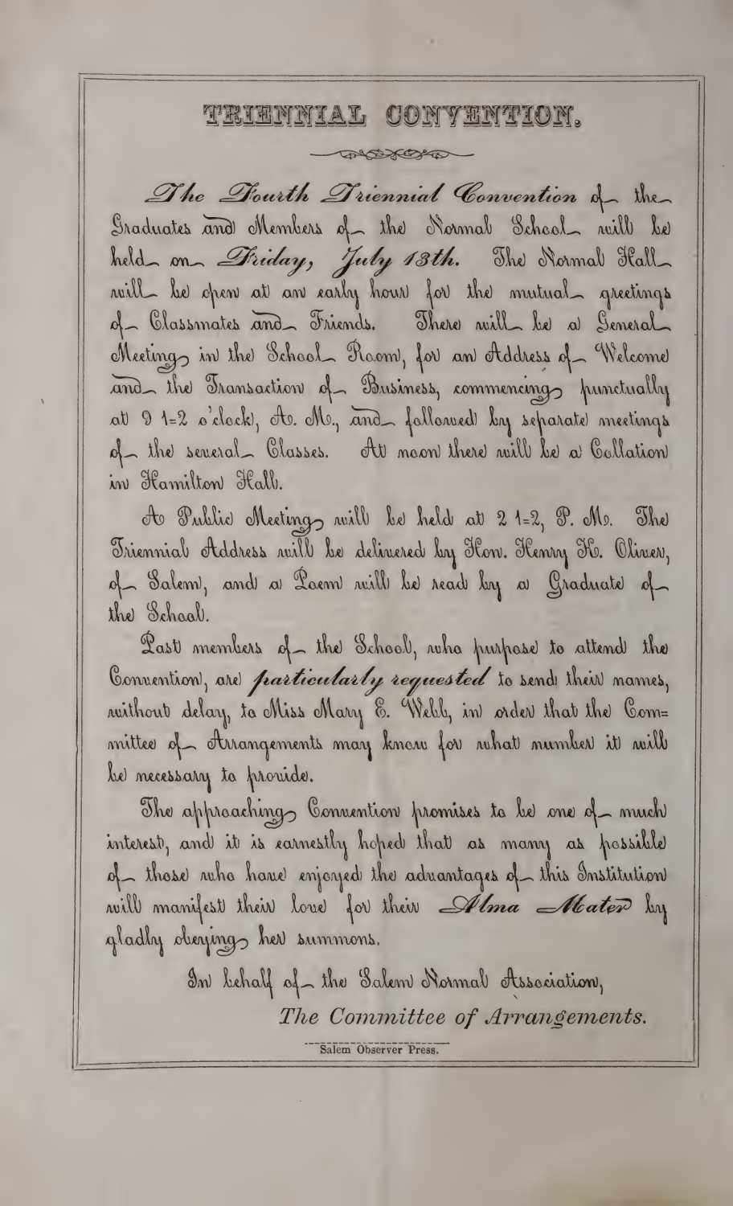# TRIENNIAL CONVENTION.

*The Fourth Triennial Convention* of the Graduates and Members of the Normal School will be held on *Friday, July 13th.* The Normal Hall will be open at an early hour for the mutual greetings of Classmates and Friends. There will be a General Meeting in the School Room, for an Address of Welcome and the Transaction of Business, commencing punctually at 9 1-2 o'clock, A. M., and followed by separate meetings of the several Classes. At noon there will be a Collation in Hamilton Hall.

A Public Meeting will be held at 2 1-2, P. M. The Triennial Address will be delivered by Hon. Henry K. Oliver, of Salem, and a Poem will be read by a Graduate of the School.

Past members of the School, who purpose to attend the Convention, are ***particularly requested*** to send their names, without delay, to Miss Mary E. Webb, in order that the Committee of Arrangements may know for what number it will be necessary to provide.

The approaching Convention promises to be one of much interest, and it is earnestly hoped that as many as possible of those who have enjoyed the advantages of this Institution will manifest their love for their *Alma Mater* by gladly obeying her summons.

In behalf of the Salem Normal Association,

*The Committee of Arrangements.*

Salem Observer Press.